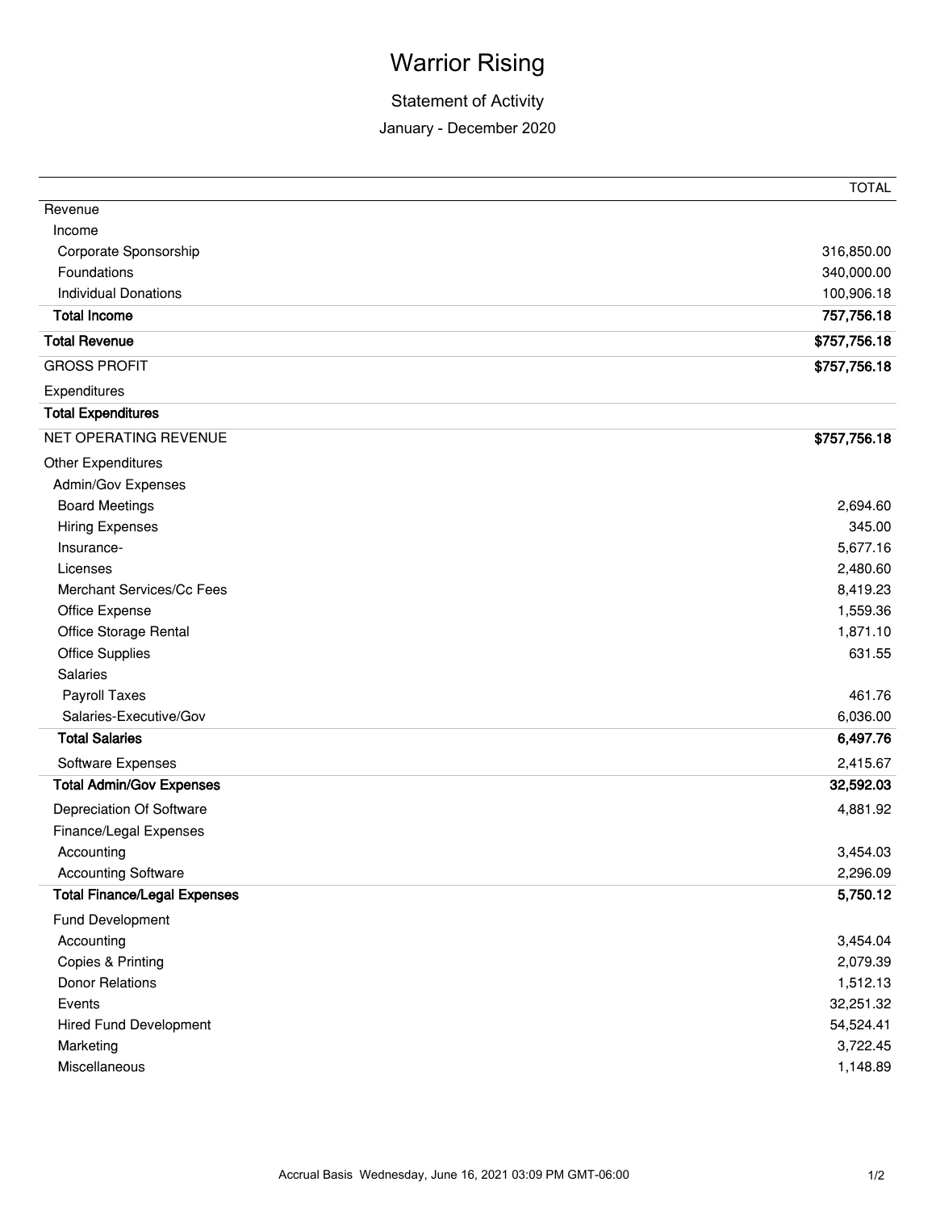# Warrior Rising

## Statement of Activity

January - December 2020

| | TOTAL |
|---|---|
| Revenue | |
| Income | |
| Corporate Sponsorship | 316,850.00 |
| Foundations | 340,000.00 |
| Individual Donations | 100,906.18 |
| **Total Income** | **757,756.18** |
| **Total Revenue** | **$757,756.18** |
| GROSS PROFIT | **$757,756.18** |
| Expenditures | |
| **Total Expenditures** | |
| NET OPERATING REVENUE | **$757,756.18** |
| Other Expenditures | |
| Admin/Gov Expenses | |
| Board Meetings | 2,694.60 |
| Hiring Expenses | 345.00 |
| Insurance- | 5,677.16 |
| Licenses | 2,480.60 |
| Merchant Services/Cc Fees | 8,419.23 |
| Office Expense | 1,559.36 |
| Office Storage Rental | 1,871.10 |
| Office Supplies | 631.55 |
| Salaries | |
| Payroll Taxes | 461.76 |
| Salaries-Executive/Gov | 6,036.00 |
| **Total Salaries** | **6,497.76** |
| Software Expenses | 2,415.67 |
| **Total Admin/Gov Expenses** | **32,592.03** |
| Depreciation Of Software | 4,881.92 |
| Finance/Legal Expenses | |
| Accounting | 3,454.03 |
| Accounting Software | 2,296.09 |
| **Total Finance/Legal Expenses** | **5,750.12** |
| Fund Development | |
| Accounting | 3,454.04 |
| Copies & Printing | 2,079.39 |
| Donor Relations | 1,512.13 |
| Events | 32,251.32 |
| Hired Fund Development | 54,524.41 |
| Marketing | 3,722.45 |
| Miscellaneous | 1,148.89 |

Accrual Basis Wednesday, June 16, 2021 03:09 PM GMT-06:00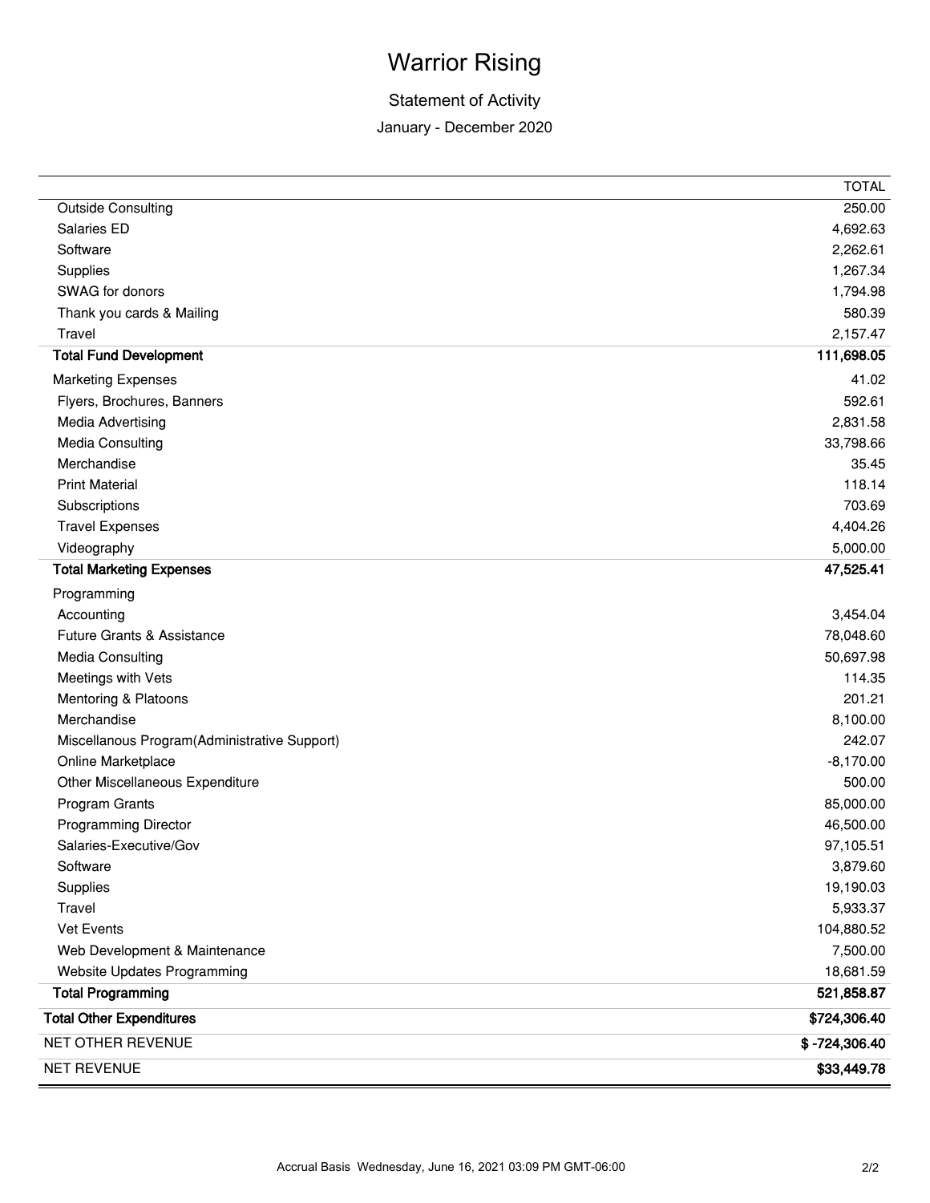# Warrior Rising

Statement of Activity

January - December 2020

| | TOTAL |
|---|---|
| Outside Consulting | 250.00 |
| Salaries ED | 4,692.63 |
| Software | 2,262.61 |
| Supplies | 1,267.34 |
| SWAG for donors | 1,794.98 |
| Thank you cards & Mailing | 580.39 |
| Travel | 2,157.47 |
| **Total Fund Development** | **111,698.05** |
| Marketing Expenses | 41.02 |
| Flyers, Brochures, Banners | 592.61 |
| Media Advertising | 2,831.58 |
| Media Consulting | 33,798.66 |
| Merchandise | 35.45 |
| Print Material | 118.14 |
| Subscriptions | 703.69 |
| Travel Expenses | 4,404.26 |
| Videography | 5,000.00 |
| **Total Marketing Expenses** | **47,525.41** |
| Programming | |
| Accounting | 3,454.04 |
| Future Grants & Assistance | 78,048.60 |
| Media Consulting | 50,697.98 |
| Meetings with Vets | 114.35 |
| Mentoring & Platoons | 201.21 |
| Merchandise | 8,100.00 |
| Miscellanous Program(Administrative Support) | 242.07 |
| Online Marketplace | -8,170.00 |
| Other Miscellaneous Expenditure | 500.00 |
| Program Grants | 85,000.00 |
| Programming Director | 46,500.00 |
| Salaries-Executive/Gov | 97,105.51 |
| Software | 3,879.60 |
| Supplies | 19,190.03 |
| Travel | 5,933.37 |
| Vet Events | 104,880.52 |
| Web Development & Maintenance | 7,500.00 |
| Website Updates Programming | 18,681.59 |
| **Total Programming** | **521,858.87** |
| **Total Other Expenditures** | **$724,306.40** |
| NET OTHER REVENUE | **$ -724,306.40** |
| NET REVENUE | **$33,449.78** |

Accrual Basis Wednesday, June 16, 2021 03:09 PM GMT-06:00